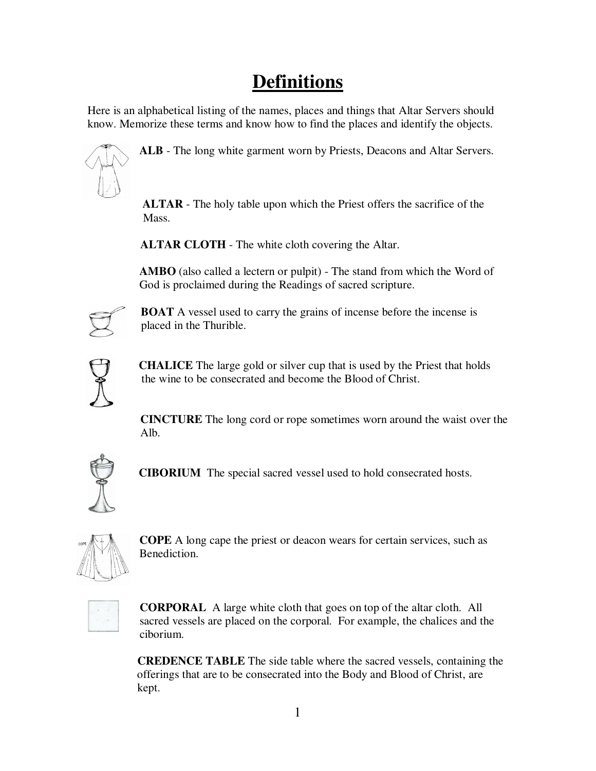# Definitions

Here is an alphabetical listing of the names, places and things that Altar Servers should know. Memorize these terms and know how to find the places and identify the objects.

**ALB** - The long white garment worn by Priests, Deacons and Altar Servers.

**ALTAR** - The holy table upon which the Priest offers the sacrifice of the Mass.

**ALTAR CLOTH** - The white cloth covering the Altar.

**AMBO** (also called a lectern or pulpit) - The stand from which the Word of God is proclaimed during the Readings of sacred scripture.

**BOAT** A vessel used to carry the grains of incense before the incense is placed in the Thurible.

**CHALICE** The large gold or silver cup that is used by the Priest that holds the wine to be consecrated and become the Blood of Christ.

**CINCTURE** The long cord or rope sometimes worn around the waist over the Alb.

**CIBORIUM** The special sacred vessel used to hold consecrated hosts.

**COPE** A long cape the priest or deacon wears for certain services, such as Benediction.

**CORPORAL** A large white cloth that goes on top of the altar cloth. All sacred vessels are placed on the corporal. For example, the chalices and the ciborium.

**CREDENCE TABLE** The side table where the sacred vessels, containing the offerings that are to be consecrated into the Body and Blood of Christ, are kept.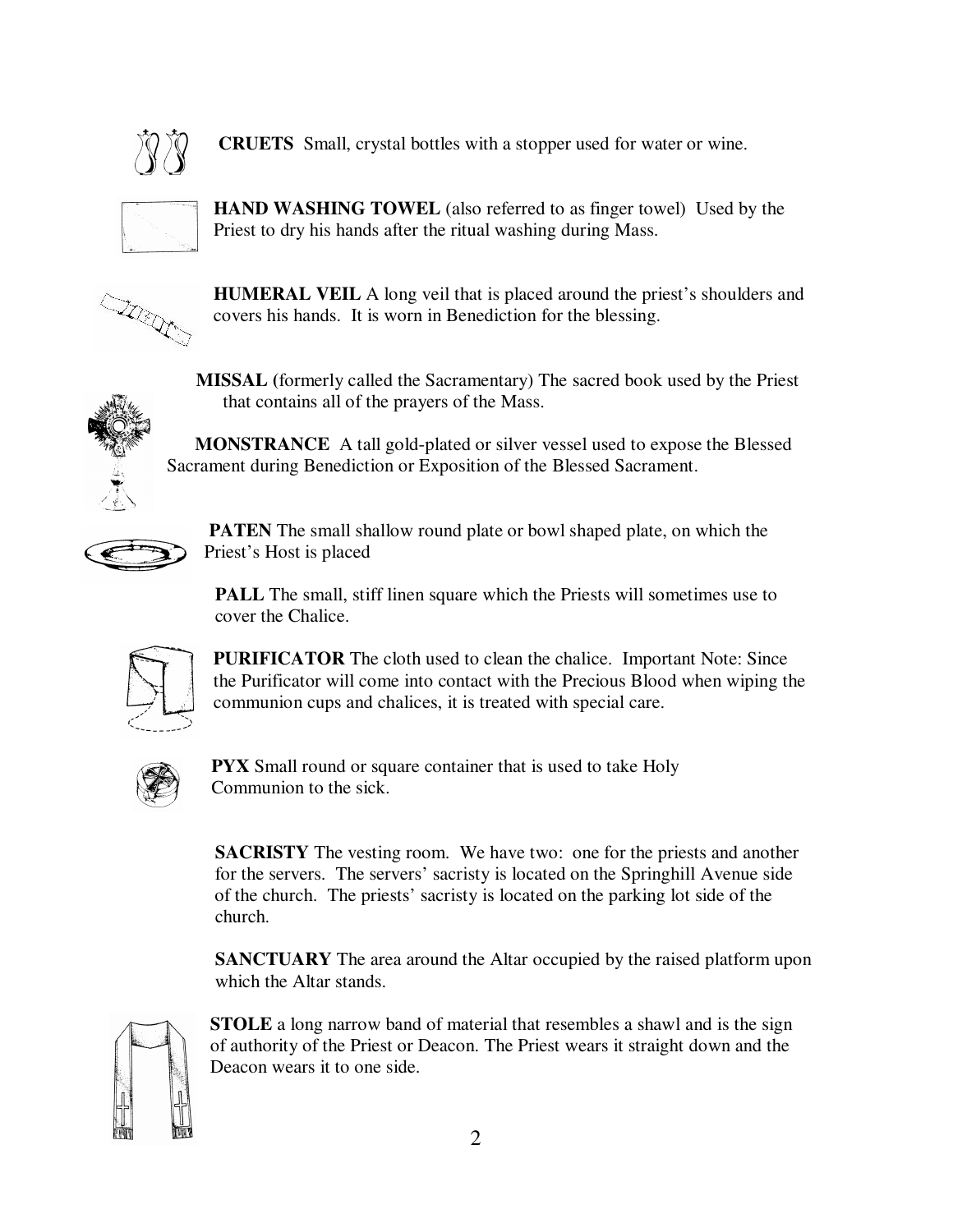**CRUETS** Small, crystal bottles with a stopper used for water or wine.

**HAND WASHING TOWEL** (also referred to as finger towel) Used by the Priest to dry his hands after the ritual washing during Mass.

**HUMERAL VEIL** A long veil that is placed around the priest's shoulders and covers his hands. It is worn in Benediction for the blessing.

**MISSAL** (formerly called the Sacramentary) The sacred book used by the Priest that contains all of the prayers of the Mass.

**MONSTRANCE** A tall gold-plated or silver vessel used to expose the Blessed Sacrament during Benediction or Exposition of the Blessed Sacrament.

**PATEN** The small shallow round plate or bowl shaped plate, on which the Priest's Host is placed

**PALL** The small, stiff linen square which the Priests will sometimes use to cover the Chalice.

**PURIFICATOR** The cloth used to clean the chalice. Important Note: Since the Purificator will come into contact with the Precious Blood when wiping the communion cups and chalices, it is treated with special care.

**PYX** Small round or square container that is used to take Holy Communion to the sick.

**SACRISTY** The vesting room. We have two: one for the priests and another for the servers. The servers' sacristy is located on the Springhill Avenue side of the church. The priests' sacristy is located on the parking lot side of the church.

**SANCTUARY** The area around the Altar occupied by the raised platform upon which the Altar stands.

**STOLE** a long narrow band of material that resembles a shawl and is the sign of authority of the Priest or Deacon. The Priest wears it straight down and the Deacon wears it to one side.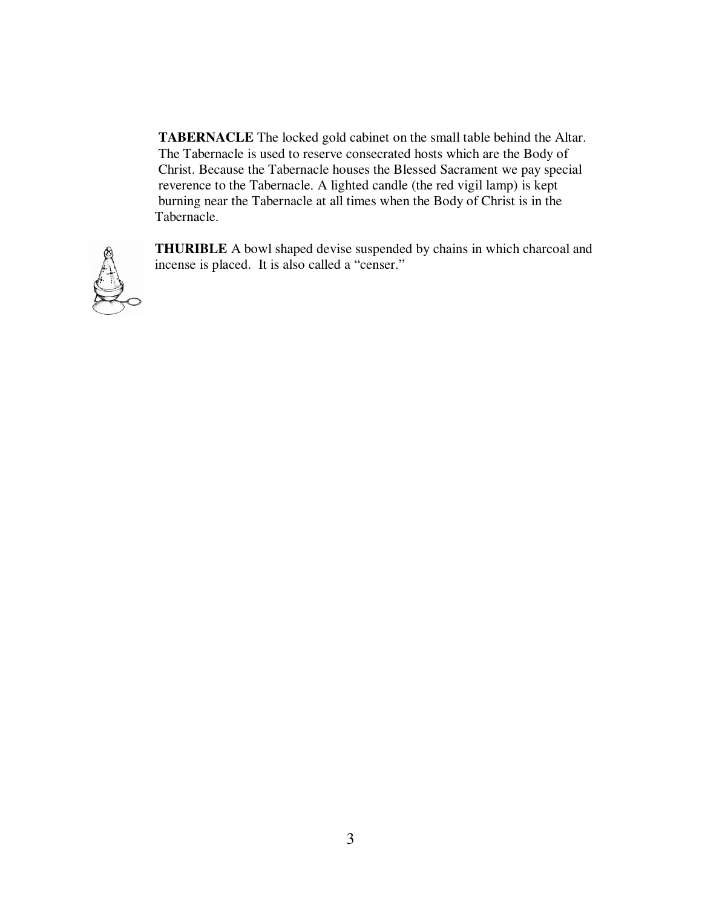**TABERNACLE** The locked gold cabinet on the small table behind the Altar. The Tabernacle is used to reserve consecrated hosts which are the Body of Christ. Because the Tabernacle houses the Blessed Sacrament we pay special reverence to the Tabernacle. A lighted candle (the red vigil lamp) is kept burning near the Tabernacle at all times when the Body of Christ is in the Tabernacle.

**THURIBLE** A bowl shaped devise suspended by chains in which charcoal and incense is placed. It is also called a "censer."